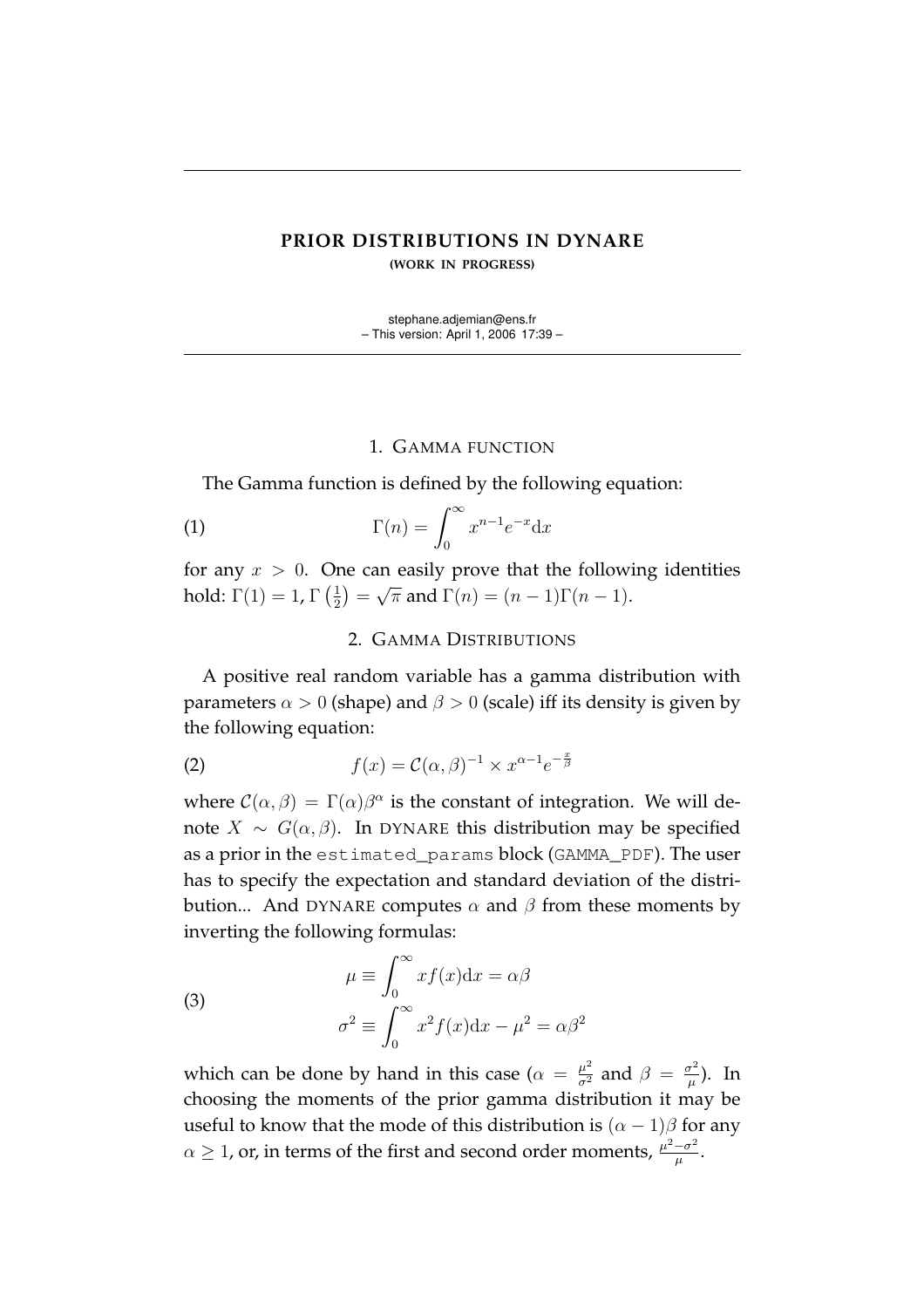# PRIOR DISTRIBUTIONS IN DYNARE

(WORK IN PROGRESS)

stephane.adjemian@ens.fr
– This version: April 1, 2006 17:39 –

## 1. GAMMA FUNCTION

The Gamma function is defined by the following equation:

$$\Gamma(n) = \int_0^\infty x^{n-1} e^{-x} \mathrm{d}x \tag{1}$$

for any $x > 0$. One can easily prove that the following identities hold: $\Gamma(1) = 1$, $\Gamma\left(\frac{1}{2}\right) = \sqrt{\pi}$ and $\Gamma(n) = (n-1)\Gamma(n-1)$.

## 2. GAMMA DISTRIBUTIONS

A positive real random variable has a gamma distribution with parameters $\alpha > 0$ (shape) and $\beta > 0$ (scale) iff its density is given by the following equation:

$$f(x) = \mathcal{C}(\alpha, \beta)^{-1} \times x^{\alpha-1} e^{-\frac{x}{\beta}} \tag{2}$$

where $\mathcal{C}(\alpha, \beta) = \Gamma(\alpha)\beta^\alpha$ is the constant of integration. We will denote $X \sim G(\alpha, \beta)$. In DYNARE this distribution may be specified as a prior in the `estimated_params` block (`GAMMA_PDF`). The user has to specify the expectation and standard deviation of the distribution... And DYNARE computes $\alpha$ and $\beta$ from these moments by inverting the following formulas:

$$\begin{aligned} \mu &\equiv \int_0^\infty x f(x) \mathrm{d}x = \alpha\beta \\ \sigma^2 &\equiv \int_0^\infty x^2 f(x) \mathrm{d}x - \mu^2 = \alpha\beta^2 \end{aligned} \tag{3}$$

which can be done by hand in this case ($\alpha = \frac{\mu^2}{\sigma^2}$ and $\beta = \frac{\sigma^2}{\mu}$). In choosing the moments of the prior gamma distribution it may be useful to know that the mode of this distribution is $(\alpha - 1)\beta$ for any $\alpha \geq 1$, or, in terms of the first and second order moments, $\frac{\mu^2 - \sigma^2}{\mu}$.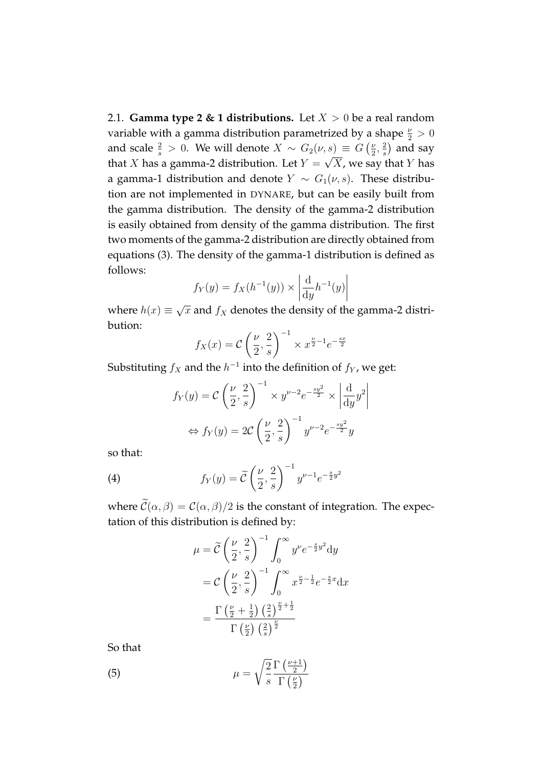2.1. **Gamma type 2 & 1 distributions.** Let $X > 0$ be a real random variable with a gamma distribution parametrized by a shape $\frac{\nu}{2} > 0$ and scale $\frac{2}{s} > 0$. We will denote $X \sim G_2(\nu, s) \equiv G\left(\frac{\nu}{2}, \frac{2}{s}\right)$ and say that $X$ has a gamma-2 distribution. Let $Y = \sqrt{X}$, we say that $Y$ has a gamma-1 distribution and denote $Y \sim G_1(\nu, s)$. These distribution are not implemented in DYNARE, but can be easily built from the gamma distribution. The density of the gamma-2 distribution is easily obtained from density of the gamma distribution. The first two moments of the gamma-2 distribution are directly obtained from equations (3). The density of the gamma-1 distribution is defined as follows:

$$f_Y(y) = f_X(h^{-1}(y)) \times \left| \frac{\mathrm{d}}{\mathrm{d}y} h^{-1}(y) \right|$$

where $h(x) \equiv \sqrt{x}$ and $f_X$ denotes the density of the gamma-2 distribution:

$$f_X(x) = \mathcal{C}\left(\frac{\nu}{2}, \frac{2}{s}\right)^{-1} \times x^{\frac{\nu}{2}-1} e^{-\frac{sx}{2}}$$

Substituting $f_X$ and the $h^{-1}$ into the definition of $f_Y$, we get:

$$f_Y(y) = \mathcal{C}\left(\frac{\nu}{2}, \frac{2}{s}\right)^{-1} \times y^{\nu-2} e^{-\frac{sy^2}{2}} \times \left| \frac{\mathrm{d}}{\mathrm{d}y} y^2 \right|$$

$$\Leftrightarrow f_Y(y) = 2\mathcal{C}\left(\frac{\nu}{2}, \frac{2}{s}\right)^{-1} y^{\nu-2} e^{-\frac{sy^2}{2}} y$$

so that:

$$f_Y(y) = \widetilde{\mathcal{C}}\left(\frac{\nu}{2}, \frac{2}{s}\right)^{-1} y^{\nu-1} e^{-\frac{s}{2}y^2} \tag{4}$$

where $\widetilde{\mathcal{C}}(\alpha, \beta) = \mathcal{C}(\alpha, \beta)/2$ is the constant of integration. The expectation of this distribution is defined by:

$$\begin{aligned}
\mu &= \widetilde{\mathcal{C}}\left(\frac{\nu}{2}, \frac{2}{s}\right)^{-1} \int_0^\infty y^{\nu} e^{-\frac{s}{2}y^2} \mathrm{d}y \\
&= \mathcal{C}\left(\frac{\nu}{2}, \frac{2}{s}\right)^{-1} \int_0^\infty x^{\frac{\nu}{2}-\frac{1}{2}} e^{-\frac{s}{2}x} \mathrm{d}x \\
&= \frac{\Gamma\left(\frac{\nu}{2}+\frac{1}{2}\right)\left(\frac{2}{s}\right)^{\frac{\nu}{2}+\frac{1}{2}}}{\Gamma\left(\frac{\nu}{2}\right)\left(\frac{2}{s}\right)^{\frac{\nu}{2}}}
\end{aligned}$$

So that

$$\mu = \sqrt{\frac{2}{s}} \frac{\Gamma\left(\frac{\nu+1}{2}\right)}{\Gamma\left(\frac{\nu}{2}\right)} \tag{5}$$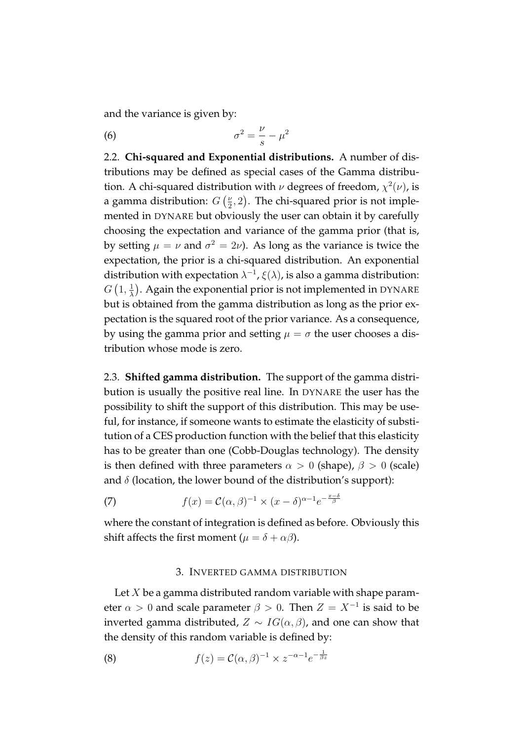and the variance is given by:

$$\sigma^2 = \frac{\nu}{s} - \mu^2 \tag{6}$$

2.2. **Chi-squared and Exponential distributions.** A number of distributions may be defined as special cases of the Gamma distribution. A chi-squared distribution with $\nu$ degrees of freedom, $\chi^2(\nu)$, is a gamma distribution: $G\left(\frac{\nu}{2}, 2\right)$. The chi-squared prior is not implemented in DYNARE but obviously the user can obtain it by carefully choosing the expectation and variance of the gamma prior (that is, by setting $\mu = \nu$ and $\sigma^2 = 2\nu$). As long as the variance is twice the expectation, the prior is a chi-squared distribution. An exponential distribution with expectation $\lambda^{-1}$, $\xi(\lambda)$, is also a gamma distribution: $G\left(1, \frac{1}{\lambda}\right)$. Again the exponential prior is not implemented in DYNARE but is obtained from the gamma distribution as long as the prior expectation is the squared root of the prior variance. As a consequence, by using the gamma prior and setting $\mu = \sigma$ the user chooses a distribution whose mode is zero.

2.3. **Shifted gamma distribution.** The support of the gamma distribution is usually the positive real line. In DYNARE the user has the possibility to shift the support of this distribution. This may be useful, for instance, if someone wants to estimate the elasticity of substitution of a CES production function with the belief that this elasticity has to be greater than one (Cobb-Douglas technology). The density is then defined with three parameters $\alpha > 0$ (shape), $\beta > 0$ (scale) and $\delta$ (location, the lower bound of the distribution's support):

$$f(x) = \mathcal{C}(\alpha, \beta)^{-1} \times (x - \delta)^{\alpha - 1} e^{-\frac{x-\delta}{\beta}} \tag{7}$$

where the constant of integration is defined as before. Obviously this shift affects the first moment ($\mu = \delta + \alpha\beta$).

## 3. Inverted gamma distribution

Let $X$ be a gamma distributed random variable with shape parameter $\alpha > 0$ and scale parameter $\beta > 0$. Then $Z = X^{-1}$ is said to be inverted gamma distributed, $Z \sim IG(\alpha, \beta)$, and one can show that the density of this random variable is defined by:

$$f(z) = \mathcal{C}(\alpha, \beta)^{-1} \times z^{-\alpha - 1} e^{-\frac{1}{\beta z}} \tag{8}$$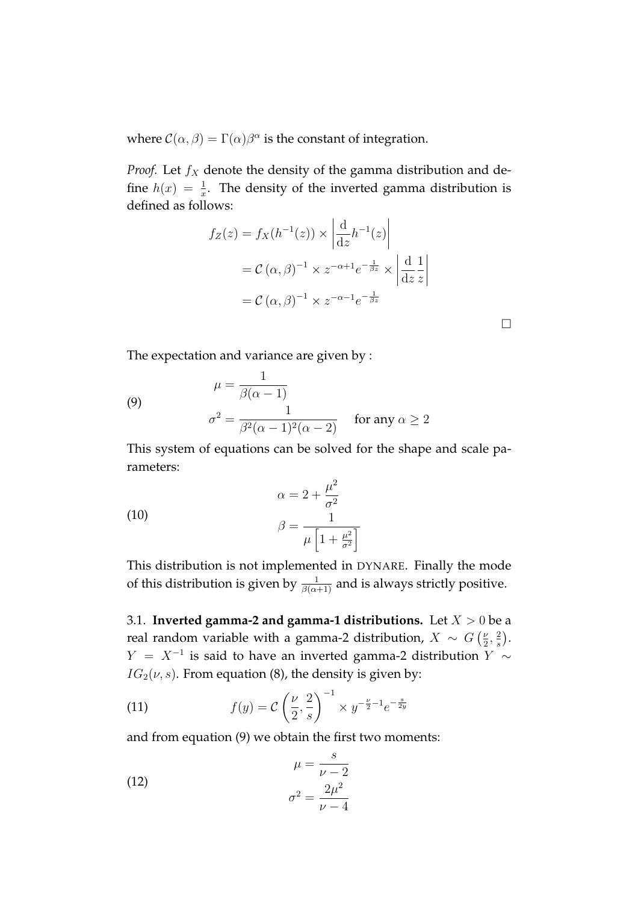where $\mathcal{C}(\alpha, \beta) = \Gamma(\alpha)\beta^{\alpha}$ is the constant of integration.

*Proof.* Let $f_X$ denote the density of the gamma distribution and define $h(x) = \frac{1}{x}$. The density of the inverted gamma distribution is defined as follows:

$$
\begin{aligned}
f_Z(z) &= f_X(h^{-1}(z)) \times \left| \frac{\mathrm{d}}{\mathrm{d}z} h^{-1}(z) \right| \\
&= \mathcal{C}\left(\alpha, \beta\right)^{-1} \times z^{-\alpha+1} e^{-\frac{1}{\beta z}} \times \left| \frac{\mathrm{d}}{\mathrm{d}z} \frac{1}{z} \right| \\
&= \mathcal{C}\left(\alpha, \beta\right)^{-1} \times z^{-\alpha-1} e^{-\frac{1}{\beta z}}
\end{aligned}
$$

□

The expectation and variance are given by :

$$
\begin{aligned}
\mu &= \frac{1}{\beta(\alpha - 1)} \\
\sigma^2 &= \frac{1}{\beta^2(\alpha - 1)^2(\alpha - 2)} \quad \text{for any } \alpha \geq 2
\end{aligned} \tag{9}
$$

This system of equations can be solved for the shape and scale parameters:

$$
\begin{aligned}
\alpha &= 2 + \frac{\mu^2}{\sigma^2} \\
\beta &= \frac{1}{\mu\left[1 + \frac{\mu^2}{\sigma^2}\right]}
\end{aligned} \tag{10}
$$

This distribution is not implemented in DYNARE. Finally the mode of this distribution is given by $\frac{1}{\beta(\alpha+1)}$ and is always strictly positive.

3.1. **Inverted gamma-2 and gamma-1 distributions.** Let $X > 0$ be a real random variable with a gamma-2 distribution, $X \sim G\left(\frac{\nu}{2}, \frac{2}{s}\right)$. $Y = X^{-1}$ is said to have an inverted gamma-2 distribution $Y \sim IG_2(\nu, s)$. From equation (8), the density is given by:

$$
f(y) = \mathcal{C}\left(\frac{\nu}{2}, \frac{2}{s}\right)^{-1} \times y^{-\frac{\nu}{2}-1} e^{-\frac{s}{2y}} \tag{11}
$$

and from equation (9) we obtain the first two moments:

$$
\begin{aligned}
\mu &= \frac{s}{\nu - 2} \\
\sigma^2 &= \frac{2\mu^2}{\nu - 4}
\end{aligned} \tag{12}
$$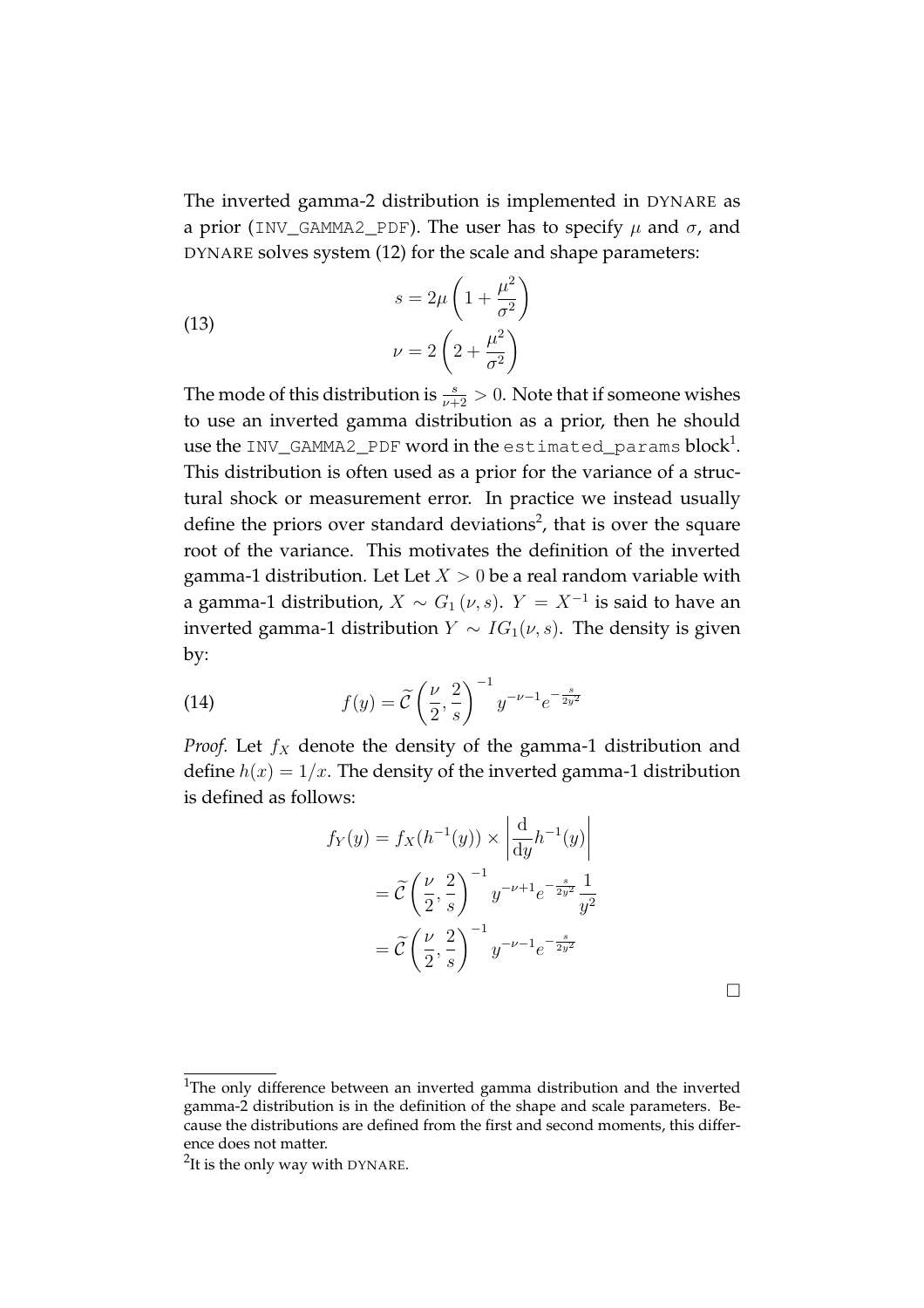The inverted gamma-2 distribution is implemented in DYNARE as a prior (INV_GAMMA2_PDF). The user has to specify $\mu$ and $\sigma$, and DYNARE solves system (12) for the scale and shape parameters:

$$
\begin{aligned}
s &= 2\mu\left(1+\frac{\mu^2}{\sigma^2}\right) \\
\nu &= 2\left(2+\frac{\mu^2}{\sigma^2}\right)
\end{aligned}
\tag{13}
$$

The mode of this distribution is $\frac{s}{\nu+2} > 0$. Note that if someone wishes to use an inverted gamma distribution as a prior, then he should use the INV_GAMMA2_PDF word in the estimated_params block[1]. This distribution is often used as a prior for the variance of a structural shock or measurement error. In practice we instead usually define the priors over standard deviations[2], that is over the square root of the variance. This motivates the definition of the inverted gamma-1 distribution. Let Let $X > 0$ be a real random variable with a gamma-1 distribution, $X \sim G_1(\nu, s)$. $Y = X^{-1}$ is said to have an inverted gamma-1 distribution $Y \sim IG_1(\nu, s)$. The density is given by:

$$
f(y) = \widetilde{\mathcal{C}}\left(\frac{\nu}{2}, \frac{2}{s}\right)^{-1} y^{-\nu-1} e^{-\frac{s}{2y^2}}
\tag{14}
$$

*Proof.* Let $f_X$ denote the density of the gamma-1 distribution and define $h(x) = 1/x$. The density of the inverted gamma-1 distribution is defined as follows:

$$
\begin{aligned}
f_Y(y) &= f_X(h^{-1}(y)) \times \left|\frac{\mathrm{d}}{\mathrm{d}y}h^{-1}(y)\right| \\
&= \widetilde{\mathcal{C}}\left(\frac{\nu}{2}, \frac{2}{s}\right)^{-1} y^{-\nu+1} e^{-\frac{s}{2y^2}} \frac{1}{y^2} \\
&= \widetilde{\mathcal{C}}\left(\frac{\nu}{2}, \frac{2}{s}\right)^{-1} y^{-\nu-1} e^{-\frac{s}{2y^2}}
\end{aligned}
$$

□

[1] The only difference between an inverted gamma distribution and the inverted gamma-2 distribution is in the definition of the shape and scale parameters. Because the distributions are defined from the first and second moments, this difference does not matter.

[2] It is the only way with DYNARE.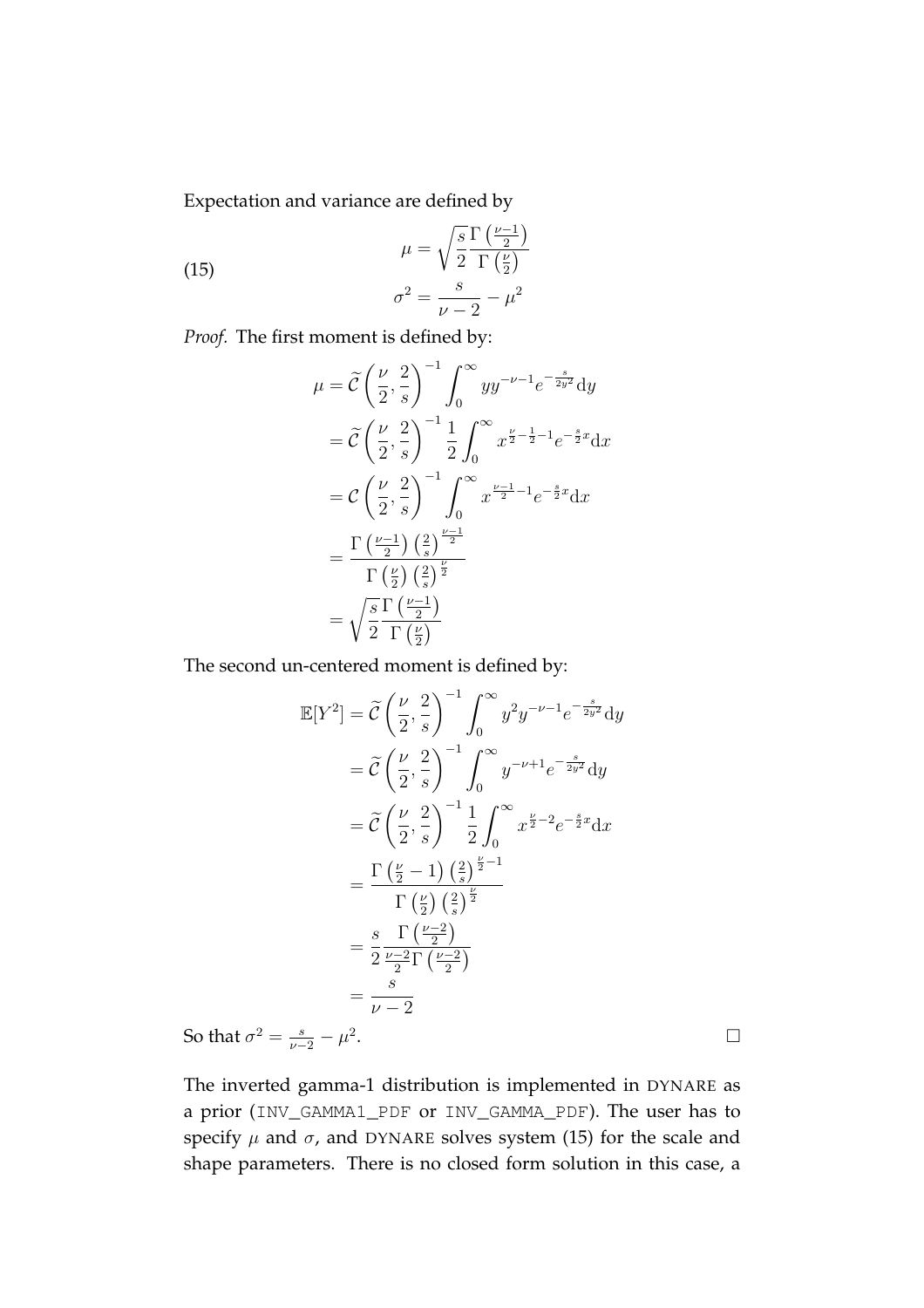Expectation and variance are defined by

$$
\begin{aligned}
\mu &= \sqrt{\frac{s}{2}}\frac{\Gamma\left(\frac{\nu-1}{2}\right)}{\Gamma\left(\frac{\nu}{2}\right)} \\
\sigma^2 &= \frac{s}{\nu-2} - \mu^2
\end{aligned}
\tag{15}
$$

*Proof.* The first moment is defined by:

$$
\begin{aligned}
\mu &= \widetilde{\mathcal{C}}\left(\frac{\nu}{2}, \frac{2}{s}\right)^{-1} \int_0^\infty y y^{-\nu-1} e^{-\frac{s}{2y^2}} \mathrm{d}y \\
&= \widetilde{\mathcal{C}}\left(\frac{\nu}{2}, \frac{2}{s}\right)^{-1} \frac{1}{2} \int_0^\infty x^{\frac{\nu}{2}-\frac{1}{2}-1} e^{-\frac{s}{2}x} \mathrm{d}x \\
&= \mathcal{C}\left(\frac{\nu}{2}, \frac{2}{s}\right)^{-1} \int_0^\infty x^{\frac{\nu-1}{2}-1} e^{-\frac{s}{2}x} \mathrm{d}x \\
&= \frac{\Gamma\left(\frac{\nu-1}{2}\right)\left(\frac{2}{s}\right)^{\frac{\nu-1}{2}}}{\Gamma\left(\frac{\nu}{2}\right)\left(\frac{2}{s}\right)^{\frac{\nu}{2}}} \\
&= \sqrt{\frac{s}{2}}\frac{\Gamma\left(\frac{\nu-1}{2}\right)}{\Gamma\left(\frac{\nu}{2}\right)}
\end{aligned}
$$

The second un-centered moment is defined by:

$$
\begin{aligned}
\mathbb{E}[Y^2] &= \widetilde{\mathcal{C}}\left(\frac{\nu}{2}, \frac{2}{s}\right)^{-1} \int_0^\infty y^2 y^{-\nu-1} e^{-\frac{s}{2y^2}} \mathrm{d}y \\
&= \widetilde{\mathcal{C}}\left(\frac{\nu}{2}, \frac{2}{s}\right)^{-1} \int_0^\infty y^{-\nu+1} e^{-\frac{s}{2y^2}} \mathrm{d}y \\
&= \widetilde{\mathcal{C}}\left(\frac{\nu}{2}, \frac{2}{s}\right)^{-1} \frac{1}{2} \int_0^\infty x^{\frac{\nu}{2}-2} e^{-\frac{s}{2}x} \mathrm{d}x \\
&= \frac{\Gamma\left(\frac{\nu}{2}-1\right)\left(\frac{2}{s}\right)^{\frac{\nu}{2}-1}}{\Gamma\left(\frac{\nu}{2}\right)\left(\frac{2}{s}\right)^{\frac{\nu}{2}}} \\
&= \frac{s}{2}\frac{\Gamma\left(\frac{\nu-2}{2}\right)}{\frac{\nu-2}{2}\Gamma\left(\frac{\nu-2}{2}\right)} \\
&= \frac{s}{\nu-2}
\end{aligned}
$$

So that $\sigma^2 = \frac{s}{\nu-2} - \mu^2$. □

The inverted gamma-1 distribution is implemented in DYNARE as a prior (INV_GAMMA1_PDF or INV_GAMMA_PDF). The user has to specify $\mu$ and $\sigma$, and DYNARE solves system (15) for the scale and shape parameters. There is no closed form solution in this case, a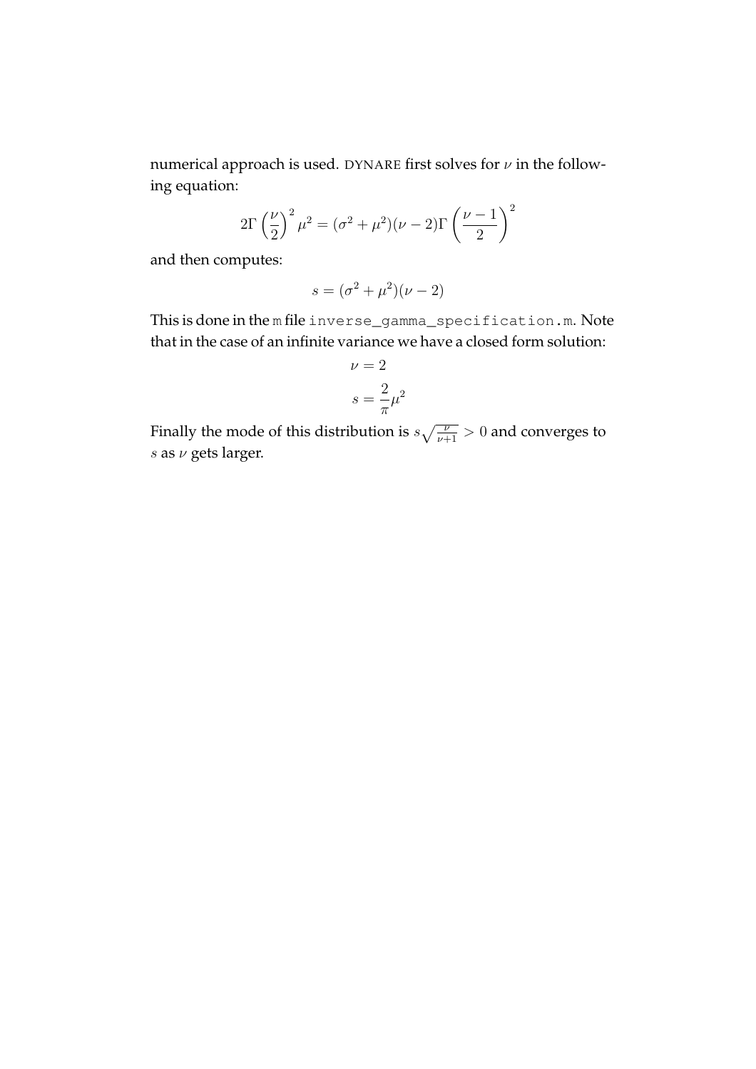numerical approach is used. DYNARE first solves for $\nu$ in the following equation:

$$2\Gamma\left(\frac{\nu}{2}\right)^2 \mu^2 = (\sigma^2 + \mu^2)(\nu - 2)\Gamma\left(\frac{\nu - 1}{2}\right)^2$$

and then computes:

$$s = (\sigma^2 + \mu^2)(\nu - 2)$$

This is done in the m file `inverse_gamma_specification.m`. Note that in the case of an infinite variance we have a closed form solution:

$$\nu = 2$$

$$s = \frac{2}{\pi}\mu^2$$

Finally the mode of this distribution is $s\sqrt{\frac{\nu}{\nu+1}} > 0$ and converges to $s$ as $\nu$ gets larger.